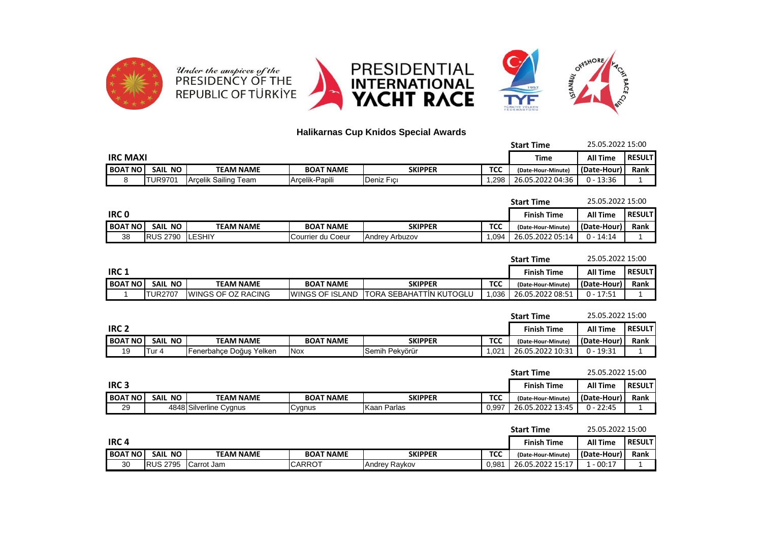Under the auspices of the PRESIDENCY OF THE REPUBLIC OF TÜRKİYE

PRESIDENTIAL INTERNATIONAL YACHT RACE

## Halikarnas Cup Knidos Special Awards

Start Time 25.05.2022 15:00

### IRC MAXI

| BOAT NO | SAIL NO | TEAM NAME | BOAT NAME | SKIPPER | TCC | Time (Date-Hour-Minute) | All Time (Date-Hour) | RESULT Rank |
|---|---|---|---|---|---|---|---|---|
| 8 | TUR9701 | Arçelik Sailing Team | Arçelik-Papili | Deniz Fıçı | 1,298 | 26.05.2022 04:36 | 0 - 13:36 | 1 |

Start Time 25.05.2022 15:00

### IRC 0

| BOAT NO | SAIL NO | TEAM NAME | BOAT NAME | SKIPPER | TCC | Finish Time (Date-Hour-Minute) | All Time (Date-Hour) | RESULT Rank |
|---|---|---|---|---|---|---|---|---|
| 38 | RUS 2790 | LESHIY | Courrier du Coeur | Andrey Arbuzov | 1,094 | 26.05.2022 05:14 | 0 - 14:14 | 1 |

Start Time 25.05.2022 15:00

### IRC 1

| BOAT NO | SAIL NO | TEAM NAME | BOAT NAME | SKIPPER | TCC | Finish Time (Date-Hour-Minute) | All Time (Date-Hour) | RESULT Rank |
|---|---|---|---|---|---|---|---|---|
| 1 | TUR2707 | WINGS OF OZ RACING | WINGS OF ISLAND | TORA SEBAHATTİN KUTOGLU | 1,036 | 26.05.2022 08:51 | 0 - 17:51 | 1 |

Start Time 25.05.2022 15:00

### IRC 2

| BOAT NO | SAIL NO | TEAM NAME | BOAT NAME | SKIPPER | TCC | Finish Time (Date-Hour-Minute) | All Time (Date-Hour) | RESULT Rank |
|---|---|---|---|---|---|---|---|---|
| 19 | Tur 4 | Fenerbahçe Doğuş Yelken | Nox | Semih Pekyörür | 1,021 | 26.05.2022 10:31 | 0 - 19:31 | 1 |

Start Time 25.05.2022 15:00

### IRC 3

| BOAT NO | SAIL NO | TEAM NAME | BOAT NAME | SKIPPER | TCC | Finish Time (Date-Hour-Minute) | All Time (Date-Hour) | RESULT Rank |
|---|---|---|---|---|---|---|---|---|
| 29 | 4848 | Silverline Cygnus | Cygnus | Kaan Parlas | 0,997 | 26.05.2022 13:45 | 0 - 22:45 | 1 |

Start Time 25.05.2022 15:00

### IRC 4

| BOAT NO | SAIL NO | TEAM NAME | BOAT NAME | SKIPPER | TCC | Finish Time (Date-Hour-Minute) | All Time (Date-Hour) | RESULT Rank |
|---|---|---|---|---|---|---|---|---|
| 30 | RUS 2795 | Carrot Jam | CARROT | Andrey Raykov | 0,981 | 26.05.2022 15:17 | 1 - 00:17 | 1 |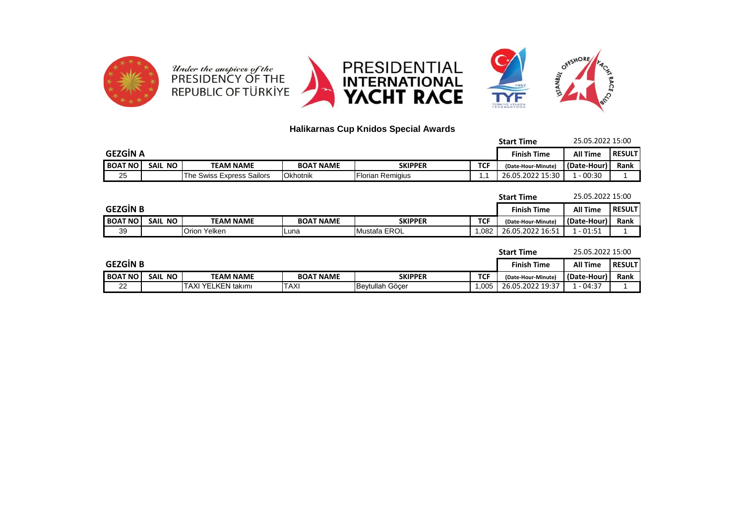Under the auspices of the PRESIDENCY OF THE REPUBLIC OF TÜRKİYE

PRESIDENTIAL INTERNATIONAL YACHT RACE

## Halikarnas Cup Knidos Special Awards

### GEZGİN A

Start Time: 25.05.2022 15:00

| BOAT NO | SAIL NO | TEAM NAME | BOAT NAME | SKIPPER | TCF | Finish Time (Date-Hour-Minute) | All Time (Date-Hour) | RESULT Rank |
|---|---|---|---|---|---|---|---|---|
| 25 | | The Swiss Express Sailors | Okhotnik | Florian Remigius | 1,1 | 26.05.2022 15:30 | 1 - 00:30 | 1 |

### GEZGİN B

Start Time: 25.05.2022 15:00

| BOAT NO | SAIL NO | TEAM NAME | BOAT NAME | SKIPPER | TCF | Finish Time (Date-Hour-Minute) | All Time (Date-Hour) | RESULT Rank |
|---|---|---|---|---|---|---|---|---|
| 39 | | Orion Yelken | Luna | Mustafa EROL | 1,082 | 26.05.2022 16:51 | 1 - 01:51 | 1 |

### GEZGİN B

Start Time: 25.05.2022 15:00

| BOAT NO | SAIL NO | TEAM NAME | BOAT NAME | SKIPPER | TCF | Finish Time (Date-Hour-Minute) | All Time (Date-Hour) | RESULT Rank |
|---|---|---|---|---|---|---|---|---|
| 22 | | TAXI YELKEN takımı | TAXI | Beytullah Göçer | 1,005 | 26.05.2022 19:37 | 1 - 04:37 | 1 |